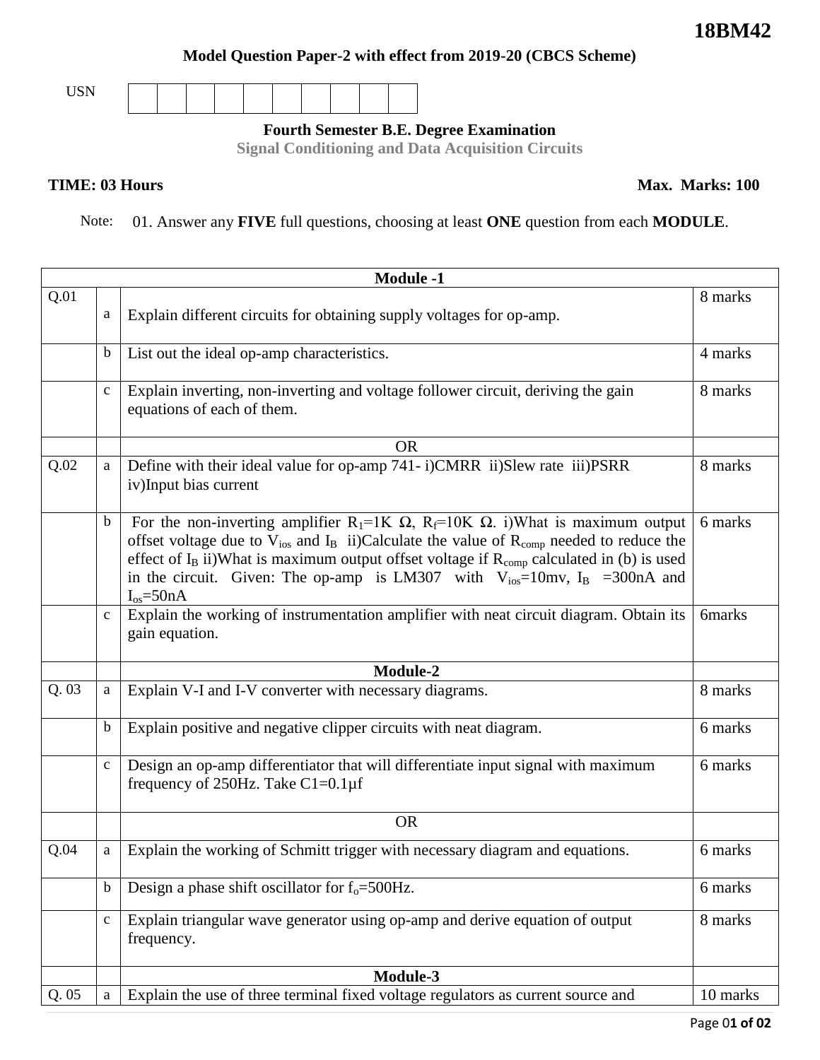**18BM42**

**Model Question Paper-2 with effect from 2019-20 (CBCS Scheme)**

USN | | | | | | | | | | |

**Fourth Semester B.E. Degree Examination**

**Signal Conditioning and Data Acquisition Circuits**

**TIME: 03 Hours** **Max. Marks: 100**

Note: 01. Answer any **FIVE** full questions, choosing at least **ONE** question from each **MODULE**.

| | | **Module -1** | |
|---|---|---|---|
| Q.01 | a | Explain different circuits for obtaining supply voltages for op-amp. | 8 marks |
| | b | List out the ideal op-amp characteristics. | 4 marks |
| | c | Explain inverting, non-inverting and voltage follower circuit, deriving the gain equations of each of them. | 8 marks |
| | | OR | |
| Q.02 | a | Define with their ideal value for op-amp 741- i)CMRR ii)Slew rate iii)PSRR iv)Input bias current | 8 marks |
| | b | For the non-inverting amplifier $R_1$=1K Ω, $R_f$=10K Ω. i)What is maximum output offset voltage due to $V_{ios}$ and $I_B$ ii)Calculate the value of $R_{comp}$ needed to reduce the effect of $I_B$ ii)What is maximum output offset voltage if $R_{comp}$ calculated in (b) is used in the circuit. Given: The op-amp is LM307 with $V_{ios}$=10mv, $I_B$ =300nA and $I_{os}$=50nA | 6 marks |
| | c | Explain the working of instrumentation amplifier with neat circuit diagram. Obtain its gain equation. | 6marks |
| | | **Module-2** | |
| Q. 03 | a | Explain V-I and I-V converter with necessary diagrams. | 8 marks |
| | b | Explain positive and negative clipper circuits with neat diagram. | 6 marks |
| | c | Design an op-amp differentiator that will differentiate input signal with maximum frequency of 250Hz. Take C1=0.1µf | 6 marks |
| | | OR | |
| Q.04 | a | Explain the working of Schmitt trigger with necessary diagram and equations. | 6 marks |
| | b | Design a phase shift oscillator for $f_o$=500Hz. | 6 marks |
| | c | Explain triangular wave generator using op-amp and derive equation of output frequency. | 8 marks |
| | | **Module-3** | |
| Q. 05 | a | Explain the use of three terminal fixed voltage regulators as current source and | 10 marks |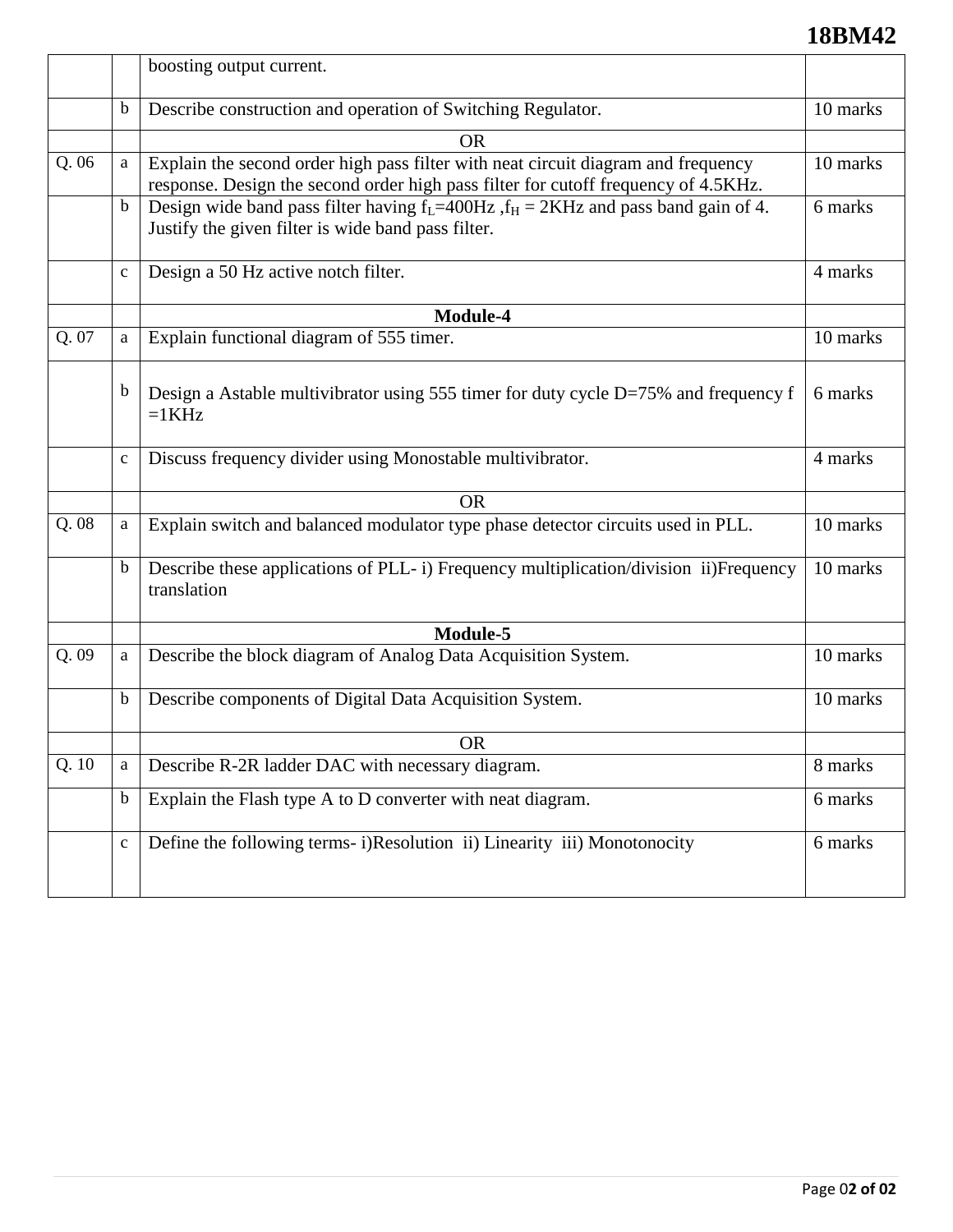| | | | |
|---|---|---|---|
| | | boosting output current. | |
| | b | Describe construction and operation of Switching Regulator. | 10 marks |
| | | OR | |
| Q. 06 | a | Explain the second order high pass filter with neat circuit diagram and frequency response. Design the second order high pass filter for cutoff frequency of 4.5KHz. | 10 marks |
| | b | Design wide band pass filter having $f_L$=400Hz ,$f_H$ = 2KHz and pass band gain of 4. Justify the given filter is wide band pass filter. | 6 marks |
| | c | Design a 50 Hz active notch filter. | 4 marks |
| | | **Module-4** | |
| Q. 07 | a | Explain functional diagram of 555 timer. | 10 marks |
| | b | Design a Astable multivibrator using 555 timer for duty cycle D=75% and frequency f =1KHz | 6 marks |
| | c | Discuss frequency divider using Monostable multivibrator. | 4 marks |
| | | OR | |
| Q. 08 | a | Explain switch and balanced modulator type phase detector circuits used in PLL. | 10 marks |
| | b | Describe these applications of PLL- i) Frequency multiplication/division ii)Frequency translation | 10 marks |
| | | **Module-5** | |
| Q. 09 | a | Describe the block diagram of Analog Data Acquisition System. | 10 marks |
| | b | Describe components of Digital Data Acquisition System. | 10 marks |
| | | OR | |
| Q. 10 | a | Describe R-2R ladder DAC with necessary diagram. | 8 marks |
| | b | Explain the Flash type A to D converter with neat diagram. | 6 marks |
| | c | Define the following terms- i)Resolution ii) Linearity iii) Monotonocity | 6 marks |